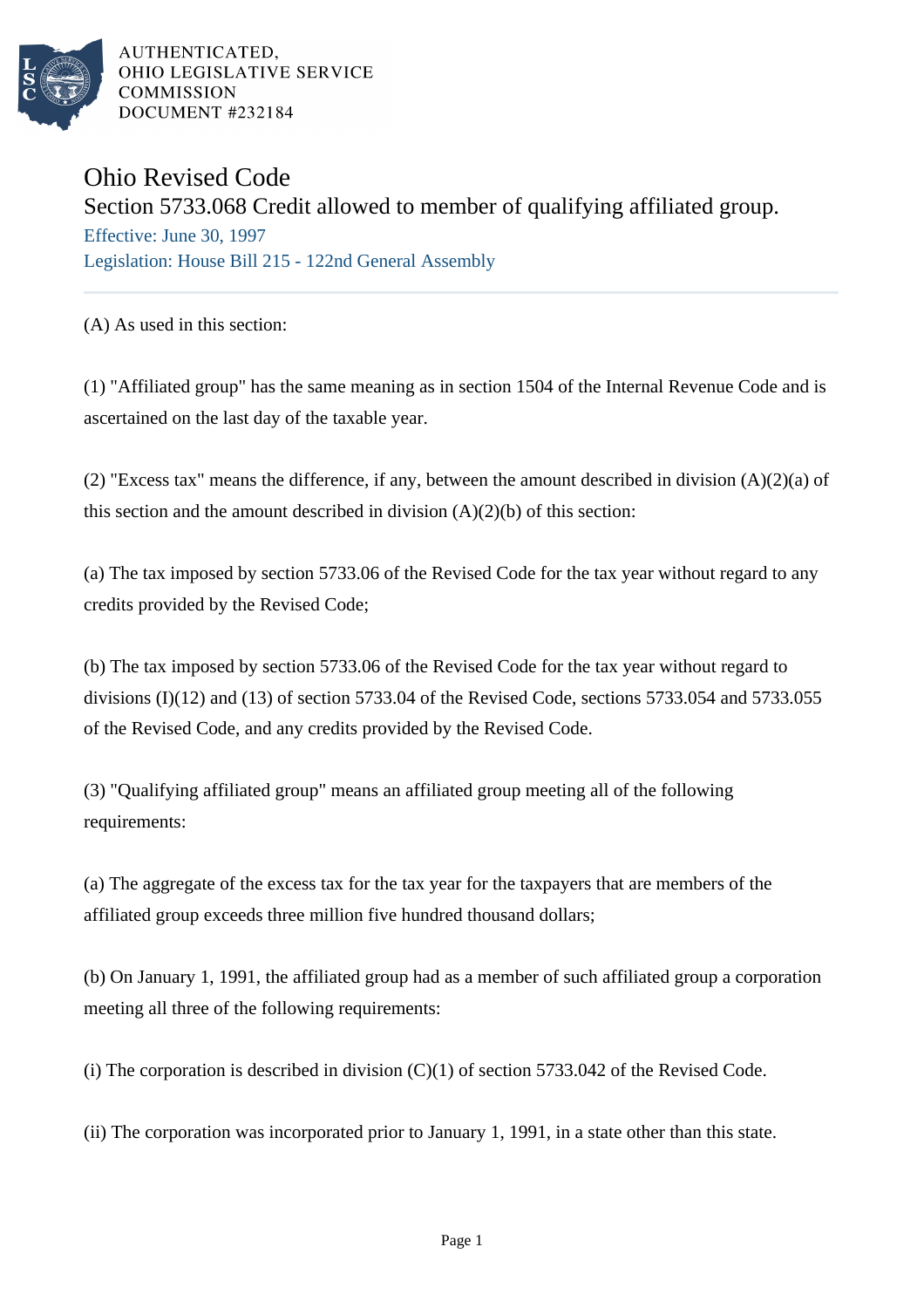AUTHENTICATED,
OHIO LEGISLATIVE SERVICE
COMMISSION
DOCUMENT #232184

# Ohio Revised Code

## Section 5733.068 Credit allowed to member of qualifying affiliated group.

Effective: June 30, 1997

Legislation: House Bill 215 - 122nd General Assembly

(A) As used in this section:

(1) "Affiliated group" has the same meaning as in section 1504 of the Internal Revenue Code and is ascertained on the last day of the taxable year.

(2) "Excess tax" means the difference, if any, between the amount described in division (A)(2)(a) of this section and the amount described in division (A)(2)(b) of this section:

(a) The tax imposed by section 5733.06 of the Revised Code for the tax year without regard to any credits provided by the Revised Code;

(b) The tax imposed by section 5733.06 of the Revised Code for the tax year without regard to divisions (I)(12) and (13) of section 5733.04 of the Revised Code, sections 5733.054 and 5733.055 of the Revised Code, and any credits provided by the Revised Code.

(3) "Qualifying affiliated group" means an affiliated group meeting all of the following requirements:

(a) The aggregate of the excess tax for the tax year for the taxpayers that are members of the affiliated group exceeds three million five hundred thousand dollars;

(b) On January 1, 1991, the affiliated group had as a member of such affiliated group a corporation meeting all three of the following requirements:

(i) The corporation is described in division (C)(1) of section 5733.042 of the Revised Code.

(ii) The corporation was incorporated prior to January 1, 1991, in a state other than this state.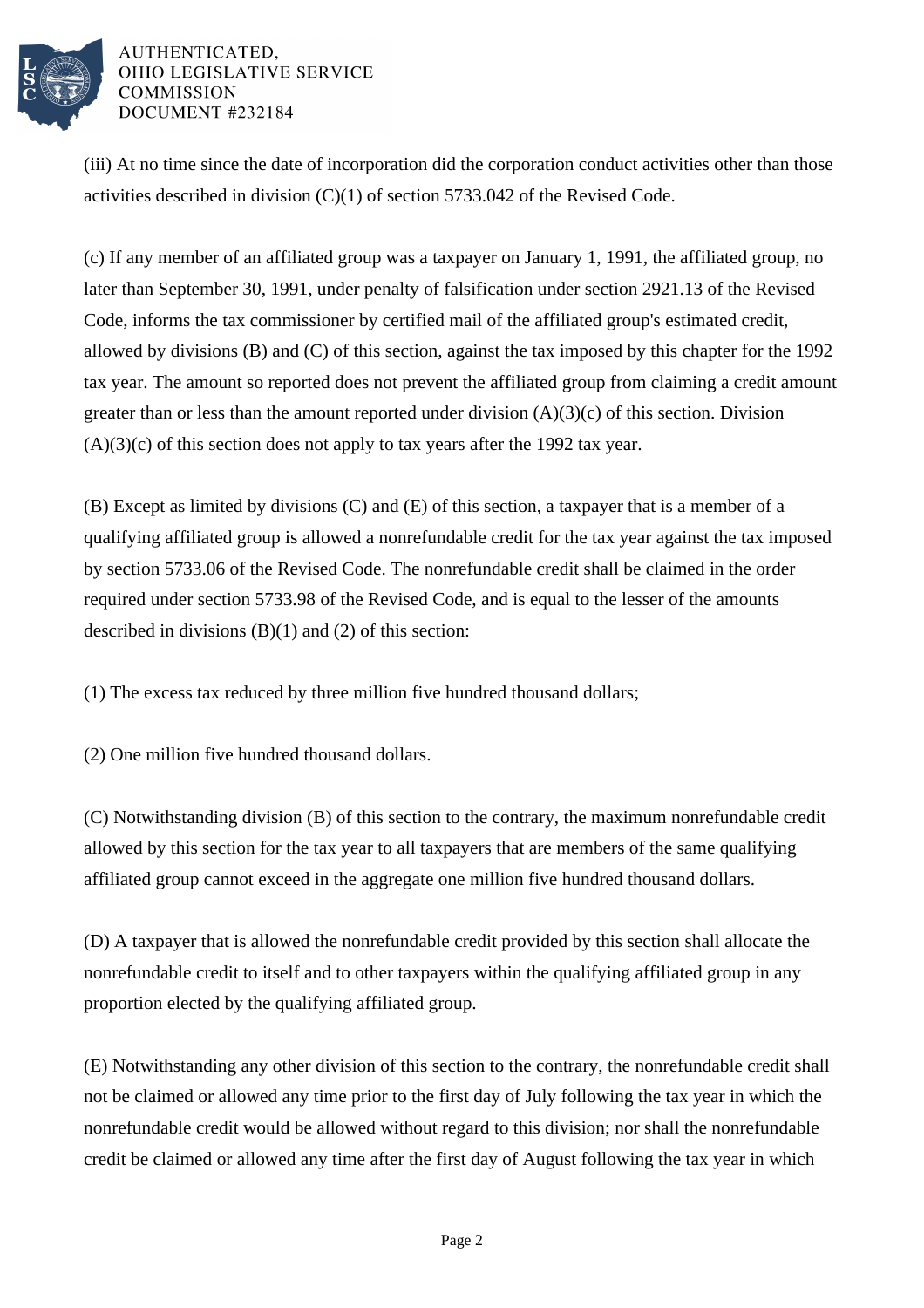(iii) At no time since the date of incorporation did the corporation conduct activities other than those activities described in division (C)(1) of section 5733.042 of the Revised Code.

(c) If any member of an affiliated group was a taxpayer on January 1, 1991, the affiliated group, no later than September 30, 1991, under penalty of falsification under section 2921.13 of the Revised Code, informs the tax commissioner by certified mail of the affiliated group's estimated credit, allowed by divisions (B) and (C) of this section, against the tax imposed by this chapter for the 1992 tax year. The amount so reported does not prevent the affiliated group from claiming a credit amount greater than or less than the amount reported under division (A)(3)(c) of this section. Division (A)(3)(c) of this section does not apply to tax years after the 1992 tax year.

(B) Except as limited by divisions (C) and (E) of this section, a taxpayer that is a member of a qualifying affiliated group is allowed a nonrefundable credit for the tax year against the tax imposed by section 5733.06 of the Revised Code. The nonrefundable credit shall be claimed in the order required under section 5733.98 of the Revised Code, and is equal to the lesser of the amounts described in divisions (B)(1) and (2) of this section:

(1) The excess tax reduced by three million five hundred thousand dollars;

(2) One million five hundred thousand dollars.

(C) Notwithstanding division (B) of this section to the contrary, the maximum nonrefundable credit allowed by this section for the tax year to all taxpayers that are members of the same qualifying affiliated group cannot exceed in the aggregate one million five hundred thousand dollars.

(D) A taxpayer that is allowed the nonrefundable credit provided by this section shall allocate the nonrefundable credit to itself and to other taxpayers within the qualifying affiliated group in any proportion elected by the qualifying affiliated group.

(E) Notwithstanding any other division of this section to the contrary, the nonrefundable credit shall not be claimed or allowed any time prior to the first day of July following the tax year in which the nonrefundable credit would be allowed without regard to this division; nor shall the nonrefundable credit be claimed or allowed any time after the first day of August following the tax year in which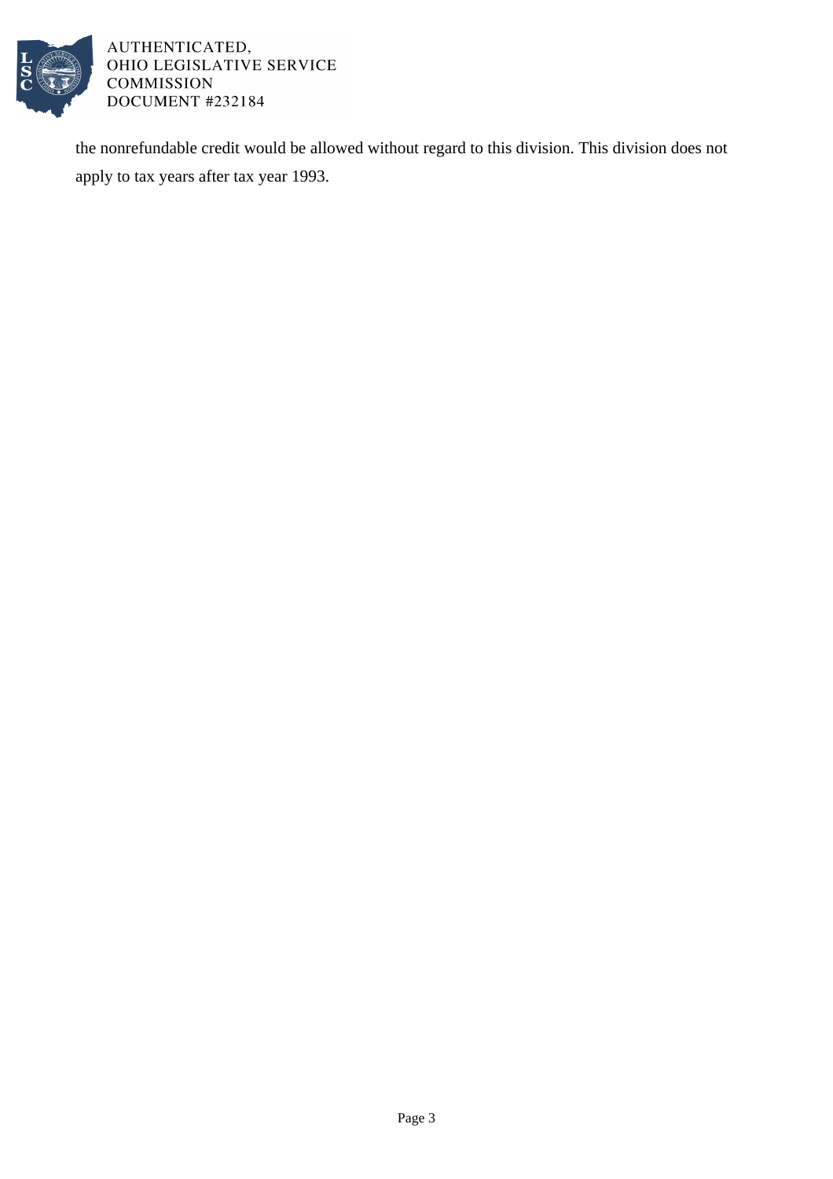the nonrefundable credit would be allowed without regard to this division. This division does not apply to tax years after tax year 1993.